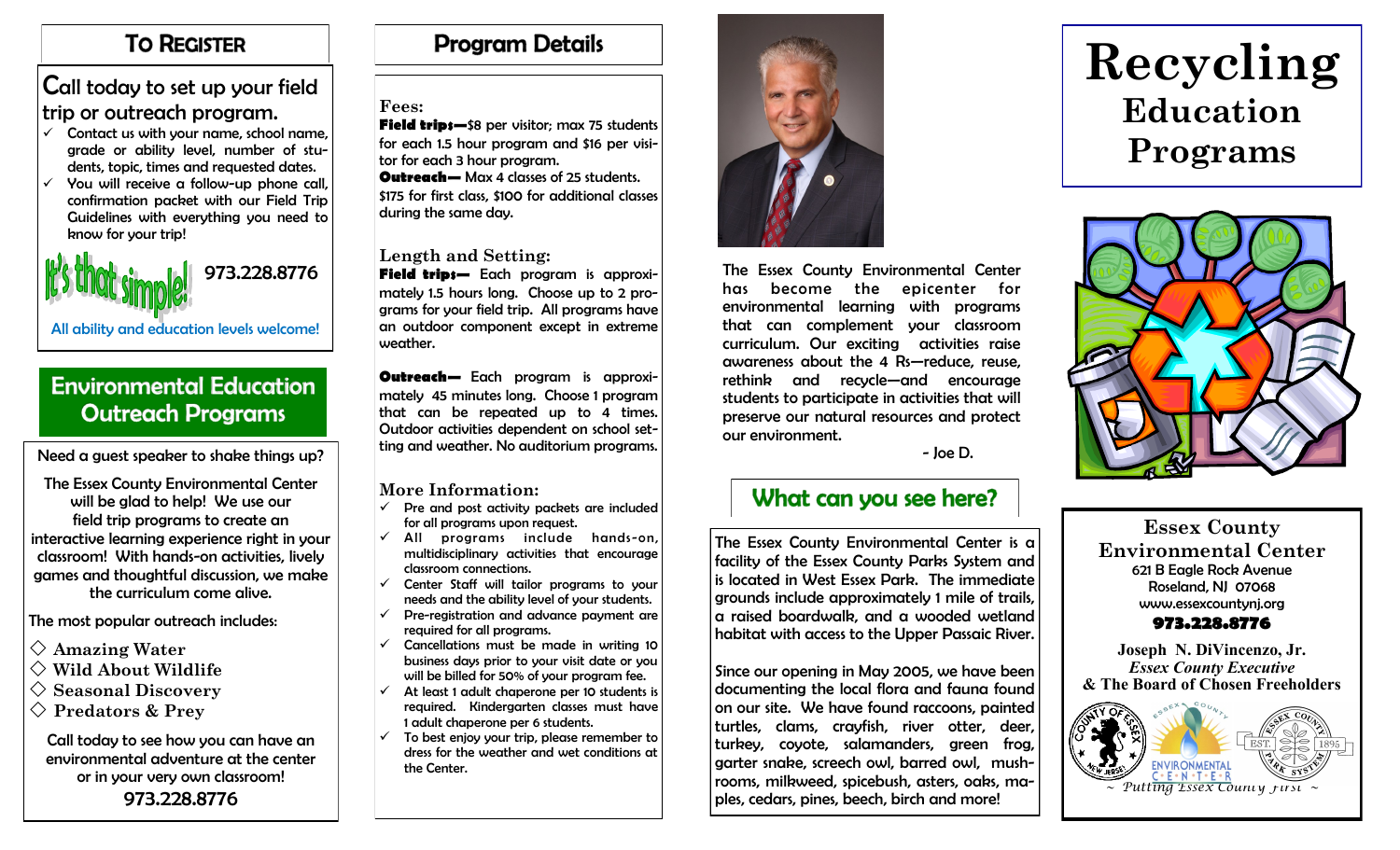## To Register

Call today to set up your field trip or outreach program.

- ✓ Contact us with your name, school name, grade or ability level, number of students, topic, times and requested dates.
- ✓ You will receive a follow-up phone call, confirmation packet with our Field Trip Guidelines with everything you need to know for your trip!

It's that simple! 973.228.8776

All ability and education levels welcome!

## Environmental Education Outreach Programs

Need a guest speaker to shake things up?

The Essex County Environmental Center will be glad to help! We use our field trip programs to create an interactive learning experience right in your classroom! With hands-on activities, lively games and thoughtful discussion, we make the curriculum come alive.

The most popular outreach includes:

- ◇ Amazing Water
- ◇ Wild About Wildlife
- ◇ Seasonal Discovery
- ◇ Predators & Prey

Call today to see how you can have an environmental adventure at the center or in your very own classroom!

973.228.8776

## Program Details

### Fees:

**Field trips—**$8 per visitor; max 75 students for each 1.5 hour program and $16 per visitor for each 3 hour program.

**Outreach—** Max 4 classes of 25 students. $175 for first class, $100 for additional classes during the same day.

### Length and Setting:

**Field trips—** Each program is approximately 1.5 hours long. Choose up to 2 programs for your field trip. All programs have an outdoor component except in extreme weather.

**Outreach—** Each program is approximately 45 minutes long. Choose 1 program that can be repeated up to 4 times. Outdoor activities dependent on school setting and weather. No auditorium programs.

### More Information:

- ✓ Pre and post activity packets are included for all programs upon request.
- ✓ All programs include hands-on, multidisciplinary activities that encourage classroom connections.
- ✓ Center Staff will tailor programs to your needs and the ability level of your students.
- ✓ Pre-registration and advance payment are required for all programs.
- ✓ Cancellations must be made in writing 10 business days prior to your visit date or you will be billed for 50% of your program fee.
- ✓ At least 1 adult chaperone per 10 students is required. Kindergarten classes must have 1 adult chaperone per 6 students.
- ✓ To best enjoy your trip, please remember to dress for the weather and wet conditions at the Center.

The Essex County Environmental Center has become the epicenter for environmental learning with programs that can complement your classroom curriculum. Our exciting activities raise awareness about the 4 Rs—reduce, reuse, rethink and recycle—and encourage students to participate in activities that will preserve our natural resources and protect our environment.

- Joe D.

## What can you see here?

The Essex County Environmental Center is a facility of the Essex County Parks System and is located in West Essex Park. The immediate grounds include approximately 1 mile of trails, a raised boardwalk, and a wooded wetland habitat with access to the Upper Passaic River.

Since our opening in May 2005, we have been documenting the local flora and fauna found on our site. We have found raccoons, painted turtles, clams, crayfish, river otter, deer, turkey, coyote, salamanders, green frog, garter snake, screech owl, barred owl, mushrooms, milkweed, spicebush, asters, oaks, maples, cedars, pines, beech, birch and more!

# Recycling Education Programs

**Essex County Environmental Center**
621 B Eagle Rock Avenue
Roseland, NJ 07068
www.essexcountynj.org
**973.228.8776**

**Joseph N. DiVincenzo, Jr.**
*Essex County Executive*
**& The Board of Chosen Freeholders**

~ *Putting Essex County First* ~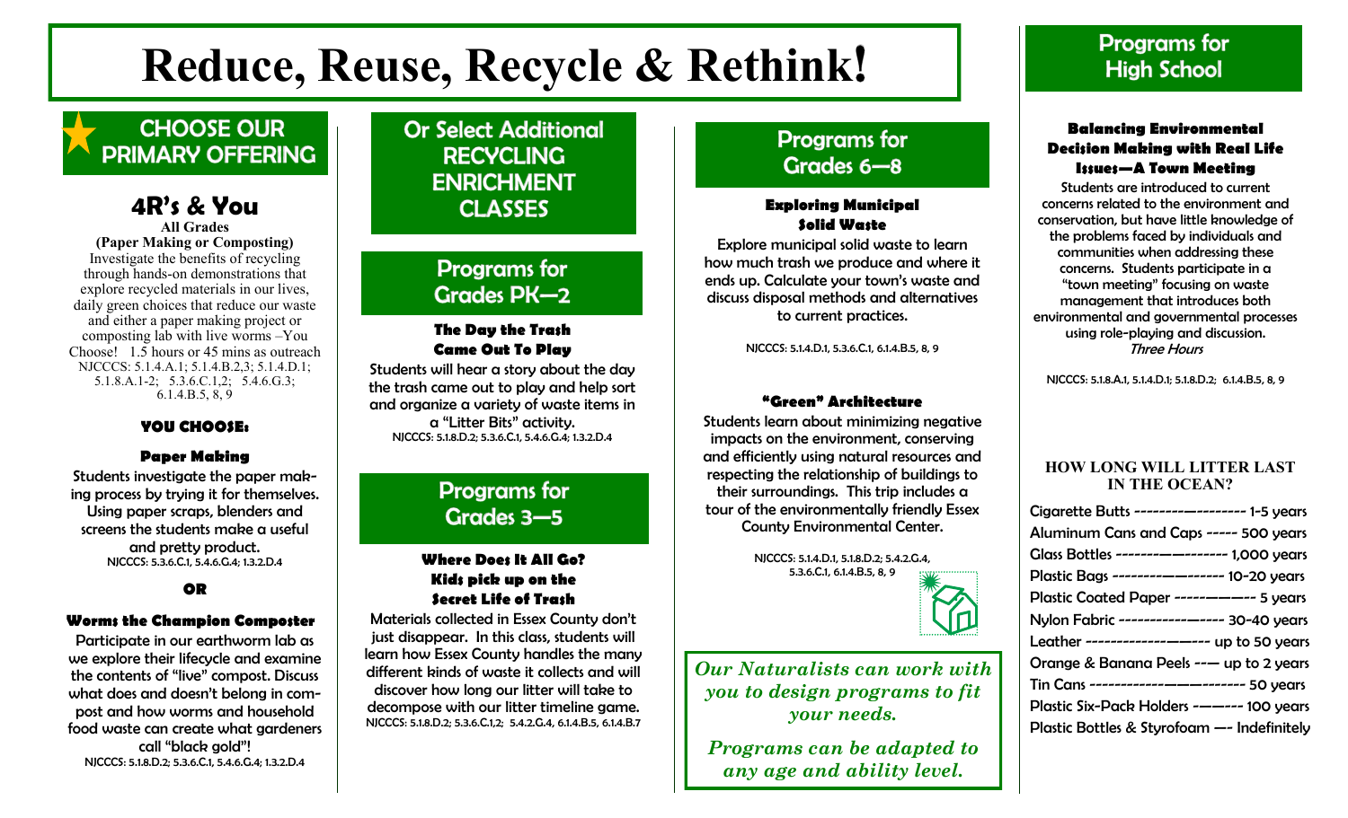# Reduce, Reuse, Recycle & Rethink!

## CHOOSE OUR PRIMARY OFFERING

### 4R's & You

**All Grades**

**(Paper Making or Composting)**

Investigate the benefits of recycling through hands-on demonstrations that explore recycled materials in our lives, daily green choices that reduce our waste and either a paper making project or composting lab with live worms –You Choose! 1.5 hours or 45 mins as outreach

NJCCCS: 5.1.4.A.1; 5.1.4.B.2,3; 5.1.4.D.1; 5.1.8.A.1-2; 5.3.6.C.1,2; 5.4.6.G.3; 6.1.4.B.5, 8, 9

**YOU CHOOSE:**

**Paper Making**

Students investigate the paper making process by trying it for themselves. Using paper scraps, blenders and screens the students make a useful and pretty product.

NJCCCS: 5.3.6.C.1, 5.4.6.G.4; 1.3.2.D.4

**OR**

**Worms the Champion Composter**

Participate in our earthworm lab as we explore their lifecycle and examine the contents of "live" compost. Discuss what does and doesn't belong in compost and how worms and household food waste can create what gardeners call "black gold"!

NJCCCS: 5.1.8.D.2; 5.3.6.C.1, 5.4.6.G.4; 1.3.2.D.4

## Or Select Additional RECYCLING ENRICHMENT CLASSES

## Programs for Grades PK—2

**The Day the Trash Came Out To Play**

Students will hear a story about the day the trash came out to play and help sort and organize a variety of waste items in a "Litter Bits" activity.

NJCCCS: 5.1.8.D.2; 5.3.6.C.1, 5.4.6.G.4; 1.3.2.D.4

## Programs for Grades 3—5

**Where Does It All Go? Kids pick up on the Secret Life of Trash**

Materials collected in Essex County don't just disappear. In this class, students will learn how Essex County handles the many different kinds of waste it collects and will discover how long our litter will take to decompose with our litter timeline game.

NJCCCS: 5.1.8.D.2; 5.3.6.C.1,2; 5.4.2.G.4, 6.1.4.B.5, 6.1.4.B.7

## Programs for Grades 6—8

**Exploring Municipal Solid Waste**

Explore municipal solid waste to learn how much trash we produce and where it ends up. Calculate your town's waste and discuss disposal methods and alternatives to current practices.

NJCCCS: 5.1.4.D.1, 5.3.6.C.1, 6.1.4.B.5, 8, 9

**"Green" Architecture**

Students learn about minimizing negative impacts on the environment, conserving and efficiently using natural resources and respecting the relationship of buildings to their surroundings. This trip includes a tour of the environmentally friendly Essex County Environmental Center.

NJCCCS: 5.1.4.D.1, 5.1.8.D.2; 5.4.2.G.4, 5.3.6.C.1, 6.1.4.B.5, 8, 9

*Our Naturalists can work with you to design programs to fit your needs.*

*Programs can be adapted to any age and ability level.*

## Programs for High School

**Balancing Environmental Decision Making with Real Life Issues—A Town Meeting**

Students are introduced to current concerns related to the environment and conservation, but have little knowledge of the problems faced by individuals and communities when addressing these concerns. Students participate in a "town meeting" focusing on waste management that introduces both environmental and governmental processes using role-playing and discussion.

*Three Hours*

NJCCCS: 5.1.8.A.1, 5.1.4.D.1; 5.1.8.D.2; 6.1.4.B.5, 8, 9

**HOW LONG WILL LITTER LAST IN THE OCEAN?**

Cigarette Butts ------------------ 1-5 years
Aluminum Cans and Caps ----- 500 years
Glass Bottles ------------------ 1,000 years
Plastic Bags ------------------ 10-20 years
Plastic Coated Paper ------------- 5 years
Nylon Fabric ------------------ 30-40 years
Leather ------------------ up to 50 years
Orange & Banana Peels ---- up to 2 years
Tin Cans ------------------------ 50 years
Plastic Six-Pack Holders -------- 100 years
Plastic Bottles & Styrofoam --- Indefinitely